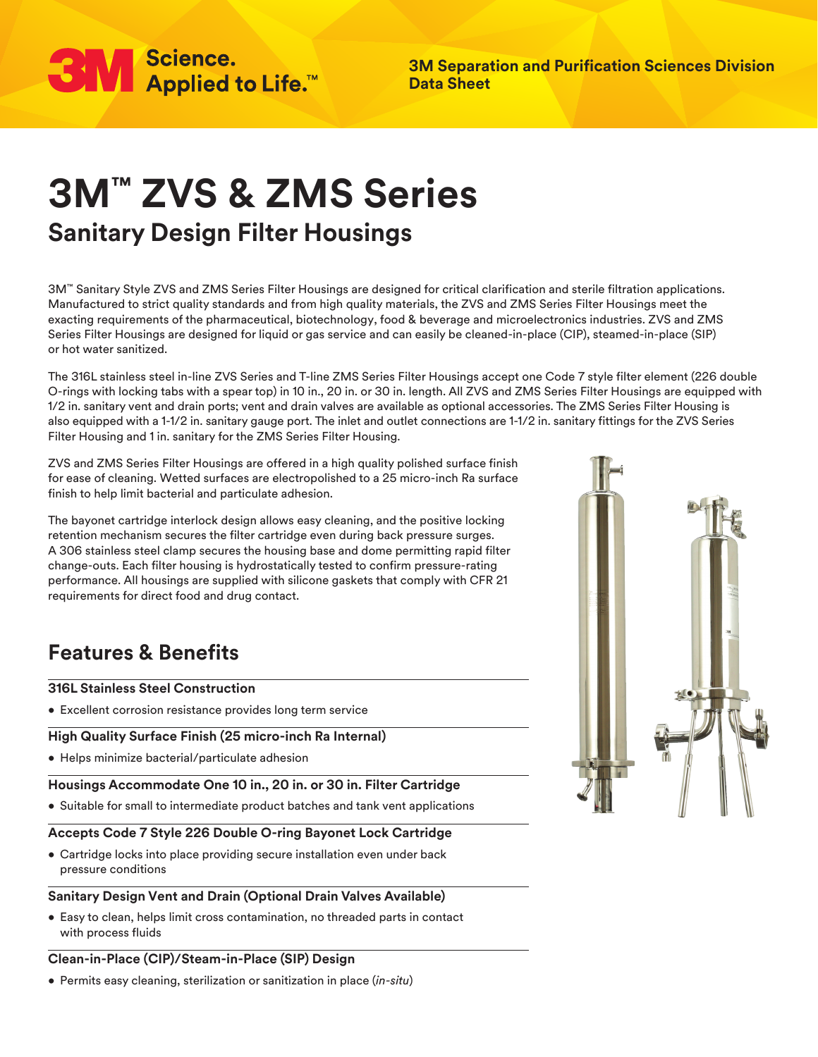3M Separation and Purification Sciences Division
Data Sheet

# 3M™ ZVS & ZMS Series

## Sanitary Design Filter Housings

3M™ Sanitary Style ZVS and ZMS Series Filter Housings are designed for critical clarification and sterile filtration applications. Manufactured to strict quality standards and from high quality materials, the ZVS and ZMS Series Filter Housings meet the exacting requirements of the pharmaceutical, biotechnology, food & beverage and microelectronics industries. ZVS and ZMS Series Filter Housings are designed for liquid or gas service and can easily be cleaned-in-place (CIP), steamed-in-place (SIP) or hot water sanitized.

The 316L stainless steel in-line ZVS Series and T-line ZMS Series Filter Housings accept one Code 7 style filter element (226 double O-rings with locking tabs with a spear top) in 10 in., 20 in. or 30 in. length. All ZVS and ZMS Series Filter Housings are equipped with 1/2 in. sanitary vent and drain ports; vent and drain valves are available as optional accessories. The ZMS Series Filter Housing is also equipped with a 1-1/2 in. sanitary gauge port. The inlet and outlet connections are 1-1/2 in. sanitary fittings for the ZVS Series Filter Housing and 1 in. sanitary for the ZMS Series Filter Housing.

ZVS and ZMS Series Filter Housings are offered in a high quality polished surface finish for ease of cleaning. Wetted surfaces are electropolished to a 25 micro-inch Ra surface finish to help limit bacterial and particulate adhesion.

The bayonet cartridge interlock design allows easy cleaning, and the positive locking retention mechanism secures the filter cartridge even during back pressure surges. A 306 stainless steel clamp secures the housing base and dome permitting rapid filter change-outs. Each filter housing is hydrostatically tested to confirm pressure-rating performance. All housings are supplied with silicone gaskets that comply with CFR 21 requirements for direct food and drug contact.

## Features & Benefits

**316L Stainless Steel Construction**

- Excellent corrosion resistance provides long term service

**High Quality Surface Finish (25 micro-inch Ra Internal)**

- Helps minimize bacterial/particulate adhesion

**Housings Accommodate One 10 in., 20 in. or 30 in. Filter Cartridge**

- Suitable for small to intermediate product batches and tank vent applications

**Accepts Code 7 Style 226 Double O-ring Bayonet Lock Cartridge**

- Cartridge locks into place providing secure installation even under back pressure conditions

**Sanitary Design Vent and Drain (Optional Drain Valves Available)**

- Easy to clean, helps limit cross contamination, no threaded parts in contact with process fluids

**Clean-in-Place (CIP)/Steam-in-Place (SIP) Design**

- Permits easy cleaning, sterilization or sanitization in place (*in-situ*)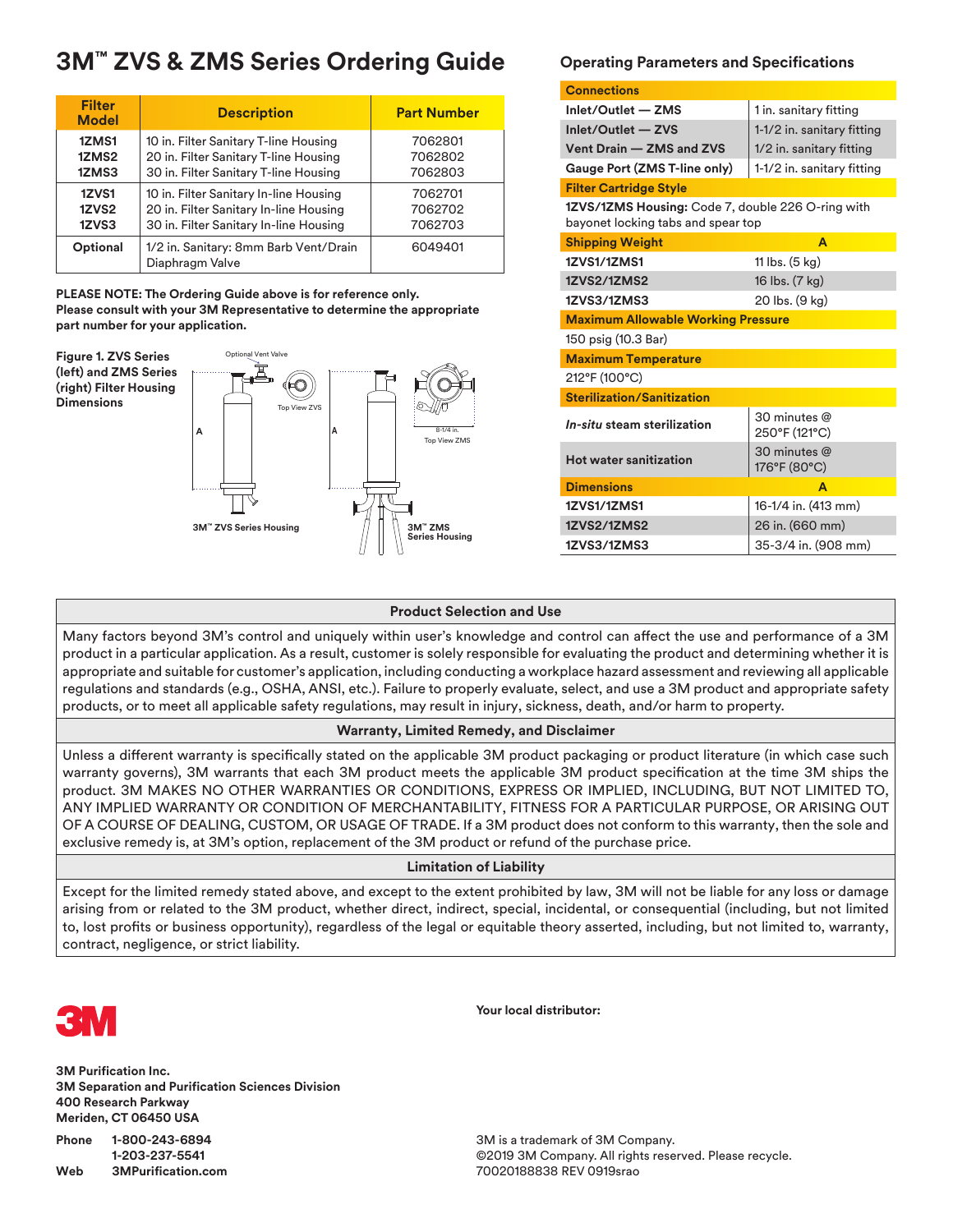# 3M™ ZVS & ZMS Series Ordering Guide

| Filter Model | Description | Part Number |
|---|---|---|
| 1ZMS1<br>1ZMS2<br>1ZMS3 | 10 in. Filter Sanitary T-line Housing<br>20 in. Filter Sanitary T-line Housing<br>30 in. Filter Sanitary T-line Housing | 7062801<br>7062802<br>7062803 |
| 1ZVS1<br>1ZVS2<br>1ZVS3 | 10 in. Filter Sanitary In-line Housing<br>20 in. Filter Sanitary In-line Housing<br>30 in. Filter Sanitary In-line Housing | 7062701<br>7062702<br>7062703 |
| Optional | 1/2 in. Sanitary: 8mm Barb Vent/Drain Diaphragm Valve | 6049401 |

**PLEASE NOTE: The Ordering Guide above is for reference only. Please consult with your 3M Representative to determine the appropriate part number for your application.**

**Figure 1. ZVS Series (left) and ZMS Series (right) Filter Housing Dimensions**

Optional Vent Valve
Top View ZVS
A
A
8-1/4 in.
Top View ZMS
3M™ ZVS Series Housing
3M™ ZMS Series Housing

## Operating Parameters and Specifications

| Connections | |
|---|---|
| **Inlet/Outlet — ZMS** | 1 in. sanitary fitting |
| **Inlet/Outlet — ZVS** | 1-1/2 in. sanitary fitting |
| **Vent Drain — ZMS and ZVS** | 1/2 in. sanitary fitting |
| **Gauge Port (ZMS T-line only)** | 1-1/2 in. sanitary fitting |
| **Filter Cartridge Style** | |
| **1ZVS/1ZMS Housing:** Code 7, double 226 O-ring with bayonet locking tabs and spear top | |
| **Shipping Weight** | **A** |
| **1ZVS1/1ZMS1** | 11 lbs. (5 kg) |
| **1ZVS2/1ZMS2** | 16 lbs. (7 kg) |
| **1ZVS3/1ZMS3** | 20 lbs. (9 kg) |
| **Maximum Allowable Working Pressure** | |
| 150 psig (10.3 Bar) | |
| **Maximum Temperature** | |
| 212°F (100°C) | |
| **Sterilization/Sanitization** | |
| ***In-situ* steam sterilization** | 30 minutes @ 250°F (121°C) |
| **Hot water sanitization** | 30 minutes @ 176°F (80°C) |
| **Dimensions** | **A** |
| **1ZVS1/1ZMS1** | 16-1/4 in. (413 mm) |
| **1ZVS2/1ZMS2** | 26 in. (660 mm) |
| **1ZVS3/1ZMS3** | 35-3/4 in. (908 mm) |

### Product Selection and Use

Many factors beyond 3M's control and uniquely within user's knowledge and control can affect the use and performance of a 3M product in a particular application. As a result, customer is solely responsible for evaluating the product and determining whether it is appropriate and suitable for customer's application, including conducting a workplace hazard assessment and reviewing all applicable regulations and standards (e.g., OSHA, ANSI, etc.). Failure to properly evaluate, select, and use a 3M product and appropriate safety products, or to meet all applicable safety regulations, may result in injury, sickness, death, and/or harm to property.

### Warranty, Limited Remedy, and Disclaimer

Unless a different warranty is specifically stated on the applicable 3M product packaging or product literature (in which case such warranty governs), 3M warrants that each 3M product meets the applicable 3M product specification at the time 3M ships the product. 3M MAKES NO OTHER WARRANTIES OR CONDITIONS, EXPRESS OR IMPLIED, INCLUDING, BUT NOT LIMITED TO, ANY IMPLIED WARRANTY OR CONDITION OF MERCHANTABILITY, FITNESS FOR A PARTICULAR PURPOSE, OR ARISING OUT OF A COURSE OF DEALING, CUSTOM, OR USAGE OF TRADE. If a 3M product does not conform to this warranty, then the sole and exclusive remedy is, at 3M's option, replacement of the 3M product or refund of the purchase price.

### Limitation of Liability

Except for the limited remedy stated above, and except to the extent prohibited by law, 3M will not be liable for any loss or damage arising from or related to the 3M product, whether direct, indirect, special, incidental, or consequential (including, but not limited to, lost profits or business opportunity), regardless of the legal or equitable theory asserted, including, but not limited to, warranty, contract, negligence, or strict liability.

3M

**3M Purification Inc.**
**3M Separation and Purification Sciences Division**
**400 Research Parkway**
**Meriden, CT 06450 USA**

**Phone** 1-800-243-6894
1-203-237-5541
**Web** 3MPurification.com

**Your local distributor:**

3M is a trademark of 3M Company.
©2019 3M Company. All rights reserved. Please recycle.
70020188838 REV 0919srao